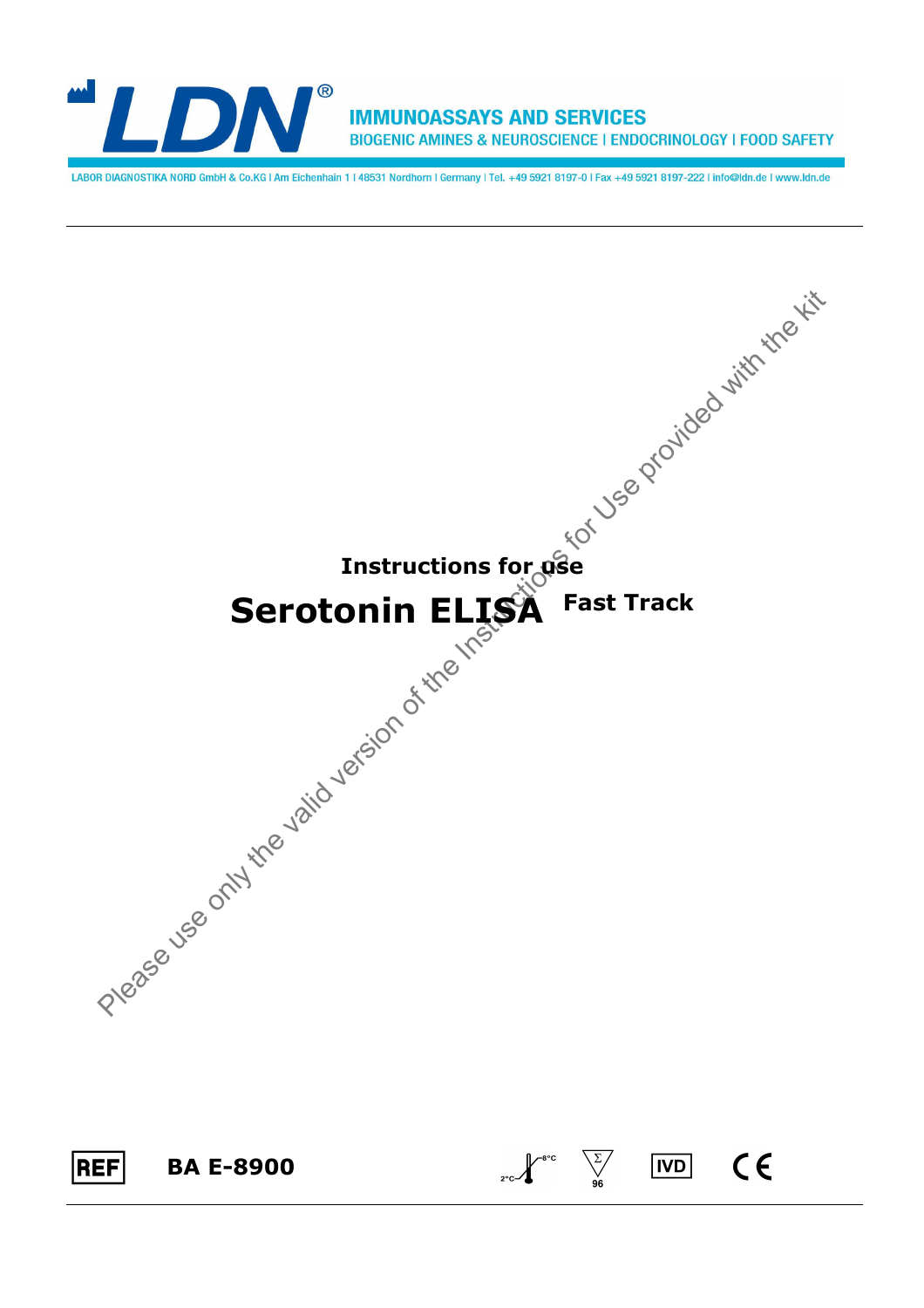LDN®

IMMUNOASSAYS AND SERVICES
BIOGENIC AMINES & NEUROSCIENCE | ENDOCRINOLOGY | FOOD SAFETY

LABOR DIAGNOSTIKA NORD GmbH & Co.KG | Am Eichenhain 1 | 48531 Nordhorn | Germany | Tel. +49 5921 8197-0 | Fax +49 5921 8197-222 | info@ldn.de | www.ldn.de

Please use only the valid version of the Instructions for Use provided with the kit

**Instructions for use**

# Serotonin ELISA Fast Track

REF **BA E-8900**

2°C – 8°C Σ 96 IVD CE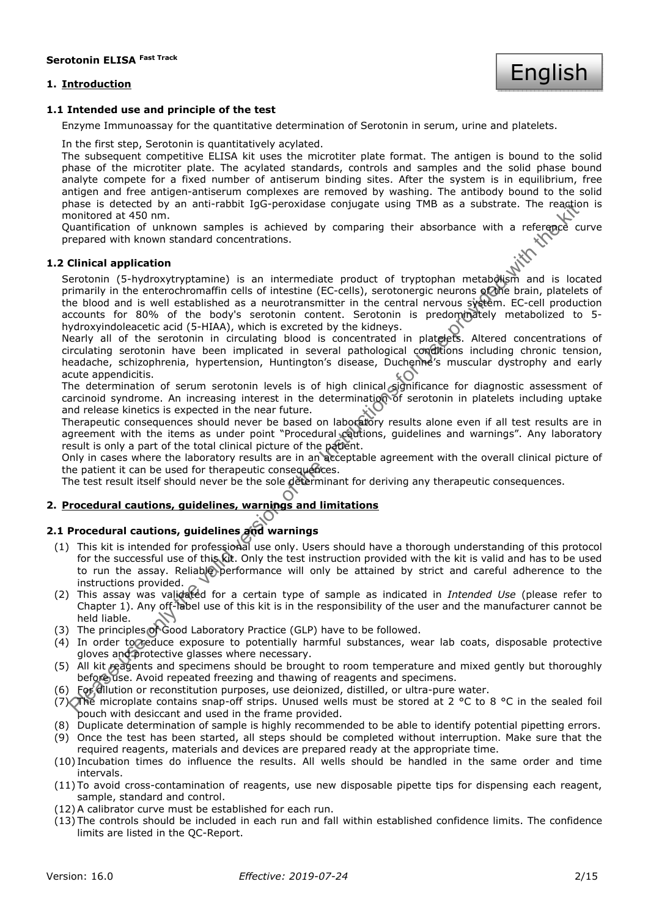**Serotonin ELISA Fast Track**

English

# 1. Introduction

## 1.1 Intended use and principle of the test

Enzyme Immunoassay for the quantitative determination of Serotonin in serum, urine and platelets.

In the first step, Serotonin is quantitatively acylated.

The subsequent competitive ELISA kit uses the microtiter plate format. The antigen is bound to the solid phase of the microtiter plate. The acylated standards, controls and samples and the solid phase bound analyte compete for a fixed number of antiserum binding sites. After the system is in equilibrium, free antigen and free antigen-antiserum complexes are removed by washing. The antibody bound to the solid phase is detected by an anti-rabbit IgG-peroxidase conjugate using TMB as a substrate. The reaction is monitored at 450 nm.

Quantification of unknown samples is achieved by comparing their absorbance with a reference curve prepared with known standard concentrations.

## 1.2 Clinical application

Serotonin (5-hydroxytryptamine) is an intermediate product of tryptophan metabolism and is located primarily in the enterochromaffin cells of intestine (EC-cells), serotonergic neurons of the brain, platelets of the blood and is well established as a neurotransmitter in the central nervous system. EC-cell production accounts for 80% of the body's serotonin content. Serotonin is predominately metabolized to 5-hydroxyindoleacetic acid (5-HIAA), which is excreted by the kidneys.

Nearly all of the serotonin in circulating blood is concentrated in platelets. Altered concentrations of circulating serotonin have been implicated in several pathological conditions including chronic tension, headache, schizophrenia, hypertension, Huntington's disease, Duchenne's muscular dystrophy and early acute appendicitis.

The determination of serum serotonin levels is of high clinical significance for diagnostic assessment of carcinoid syndrome. An increasing interest in the determination of serotonin in platelets including uptake and release kinetics is expected in the near future.

Therapeutic consequences should never be based on laboratory results alone even if all test results are in agreement with the items as under point "Procedural cautions, guidelines and warnings". Any laboratory result is only a part of the total clinical picture of the patient.

Only in cases where the laboratory results are in an acceptable agreement with the overall clinical picture of the patient it can be used for therapeutic consequences.

The test result itself should never be the sole determinant for deriving any therapeutic consequences.

# 2. Procedural cautions, guidelines, warnings and limitations

## 2.1 Procedural cautions, guidelines and warnings

(1) This kit is intended for professional use only. Users should have a thorough understanding of this protocol for the successful use of this kit. Only the test instruction provided with the kit is valid and has to be used to run the assay. Reliable performance will only be attained by strict and careful adherence to the instructions provided.

(2) This assay was validated for a certain type of sample as indicated in *Intended Use* (please refer to Chapter 1). Any off-label use of this kit is in the responsibility of the user and the manufacturer cannot be held liable.

(3) The principles of Good Laboratory Practice (GLP) have to be followed.

(4) In order to reduce exposure to potentially harmful substances, wear lab coats, disposable protective gloves and protective glasses where necessary.

(5) All kit reagents and specimens should be brought to room temperature and mixed gently but thoroughly before use. Avoid repeated freezing and thawing of reagents and specimens.

(6) For dilution or reconstitution purposes, use deionized, distilled, or ultra-pure water.

(7) The microplate contains snap-off strips. Unused wells must be stored at 2 °C to 8 °C in the sealed foil pouch with desiccant and used in the frame provided.

(8) Duplicate determination of sample is highly recommended to be able to identify potential pipetting errors.

(9) Once the test has been started, all steps should be completed without interruption. Make sure that the required reagents, materials and devices are prepared ready at the appropriate time.

(10) Incubation times do influence the results. All wells should be handled in the same order and time intervals.

(11) To avoid cross-contamination of reagents, use new disposable pipette tips for dispensing each reagent, sample, standard and control.

(12) A calibrator curve must be established for each run.

(13) The controls should be included in each run and fall within established confidence limits. The confidence limits are listed in the QC-Report.

Version: 16.0 *Effective: 2019-07-24*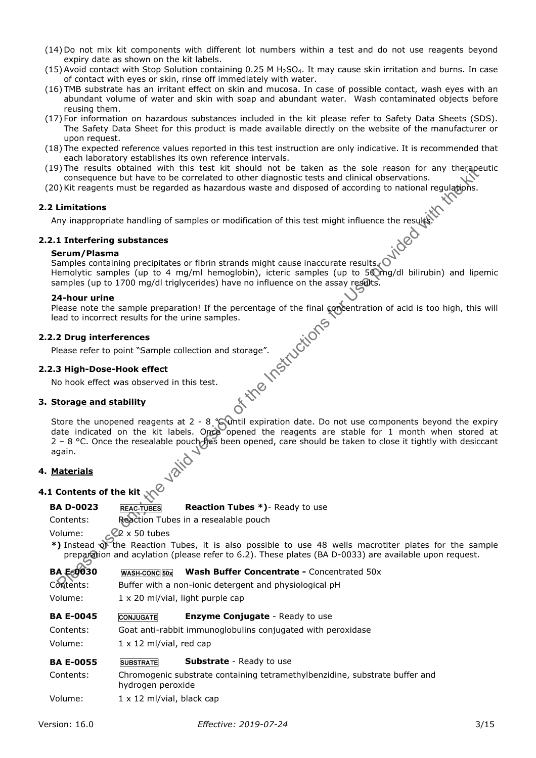(14) Do not mix kit components with different lot numbers within a test and do not use reagents beyond expiry date as shown on the kit labels.

(15) Avoid contact with Stop Solution containing 0.25 M $H_2SO_4$. It may cause skin irritation and burns. In case of contact with eyes or skin, rinse off immediately with water.

(16) TMB substrate has an irritant effect on skin and mucosa. In case of possible contact, wash eyes with an abundant volume of water and skin with soap and abundant water. Wash contaminated objects before reusing them.

(17) For information on hazardous substances included in the kit please refer to Safety Data Sheets (SDS). The Safety Data Sheet for this product is made available directly on the website of the manufacturer or upon request.

(18) The expected reference values reported in this test instruction are only indicative. It is recommended that each laboratory establishes its own reference intervals.

(19) The results obtained with this test kit should not be taken as the sole reason for any therapeutic consequence but have to be correlated to other diagnostic tests and clinical observations.

(20) Kit reagents must be regarded as hazardous waste and disposed of according to national regulations.

### 2.2 Limitations

Any inappropriate handling of samples or modification of this test might influence the results.

#### 2.2.1 Interfering substances

**Serum/Plasma**

Samples containing precipitates or fibrin strands might cause inaccurate results.
Hemolytic samples (up to 4 mg/ml hemoglobin), icteric samples (up to 50 mg/dl bilirubin) and lipemic samples (up to 1700 mg/dl triglycerides) have no influence on the assay results.

**24-hour urine**

Please note the sample preparation! If the percentage of the final concentration of acid is too high, this will lead to incorrect results for the urine samples.

#### 2.2.2 Drug interferences

Please refer to point "Sample collection and storage".

#### 2.2.3 High-Dose-Hook effect

No hook effect was observed in this test.

## 3. Storage and stability

Store the unopened reagents at 2 - 8 °C until expiration date. Do not use components beyond the expiry date indicated on the kit labels. Once opened the reagents are stable for 1 month when stored at 2 – 8 °C. Once the resealable pouch has been opened, care should be taken to close it tightly with desiccant again.

## 4. Materials

### 4.1 Contents of the kit

**BA D-0023** REAC-TUBES **Reaction Tubes \*)**- Ready to use

Contents: Reaction Tubes in a resealable pouch

Volume: 2 x 50 tubes

**\*)** Instead of the Reaction Tubes, it is also possible to use 48 wells macrotiter plates for the sample preparation and acylation (please refer to 6.2). These plates (BA D-0033) are available upon request.

**BA E-0030** WASH-CONC 50x **Wash Buffer Concentrate -** Concentrated 50x

Contents: Buffer with a non-ionic detergent and physiological pH

Volume: 1 x 20 ml/vial, light purple cap

**BA E-0045** CONJUGATE **Enzyme Conjugate** - Ready to use

Contents: Goat anti-rabbit immunoglobulins conjugated with peroxidase

Volume: 1 x 12 ml/vial, red cap

**BA E-0055** SUBSTRATE **Substrate** - Ready to use

Contents: Chromogenic substrate containing tetramethylbenzidine, substrate buffer and hydrogen peroxide

Volume: 1 x 12 ml/vial, black cap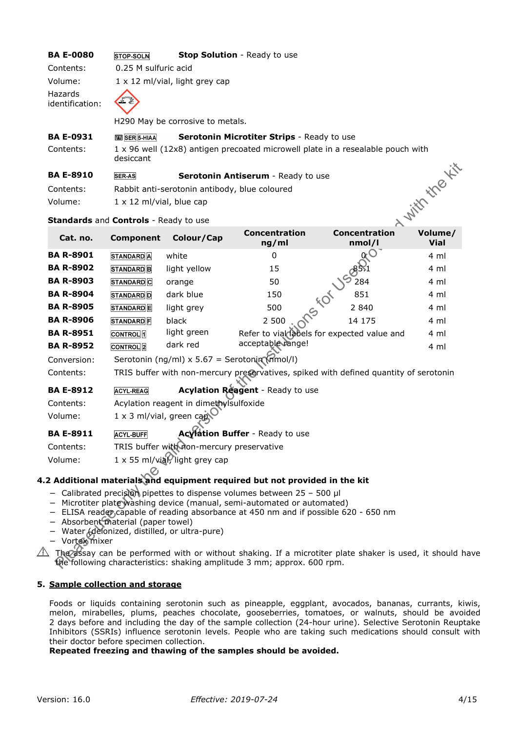**BA E-0080** STOP-SOLN **Stop Solution** - Ready to use

Contents: 0.25 M sulfuric acid

Volume: 1 x 12 ml/vial, light grey cap

Hazards identification:

H290 May be corrosive to metals.

**BA E-0931** SER 5-HIAA **Serotonin Microtiter Strips** - Ready to use

Contents: 1 x 96 well (12x8) antigen precoated microwell plate in a resealable pouch with desiccant

**BA E-8910** SER-AS **Serotonin Antiserum** - Ready to use

Contents: Rabbit anti-serotonin antibody, blue coloured

Volume: 1 x 12 ml/vial, blue cap

**Standards** and **Controls** - Ready to use

| Cat. no. | Component | Colour/Cap | Concentration ng/ml | Concentration nmol/l | Volume/ Vial |
|---|---|---|---|---|---|
| **BA R-8901** | STANDARD A | white | 0 | 0 | 4 ml |
| **BA R-8902** | STANDARD B | light yellow | 15 | 85.1 | 4 ml |
| **BA R-8903** | STANDARD C | orange | 50 | 284 | 4 ml |
| **BA R-8904** | STANDARD D | dark blue | 150 | 851 | 4 ml |
| **BA R-8905** | STANDARD E | light grey | 500 | 2 840 | 4 ml |
| **BA R-8906** | STANDARD F | black | 2 500 | 14 175 | 4 ml |
| **BA R-8951** | CONTROL 1 | light green | Refer to vial labels for expected value and acceptable range! | | 4 ml |
| **BA R-8952** | CONTROL 2 | dark red | | | 4 ml |

Conversion: Serotonin (ng/ml) x 5.67 = Serotonin (nmol/l)

Contents: TRIS buffer with non-mercury preservatives, spiked with defined quantity of serotonin

**BA E-8912** ACYL-REAG **Acylation Reagent** - Ready to use

Contents: Acylation reagent in dimethylsulfoxide

Volume: 1 x 3 ml/vial, green cap

**BA E-8911** ACYL-BUFF **Acylation Buffer** - Ready to use

Contents: TRIS buffer with non-mercury preservative

Volume: 1 x 55 ml/vial, light grey cap

### 4.2 Additional materials and equipment required but not provided in the kit

- Calibrated precision pipettes to dispense volumes between 25 – 500 µl
- Microtiter plate washing device (manual, semi-automated or automated)
- ELISA reader capable of reading absorbance at 450 nm and if possible 620 - 650 nm
- Absorbent material (paper towel)
- Water (deionized, distilled, or ultra-pure)
- Vortex mixer

⚠ The assay can be performed with or without shaking. If a microtiter plate shaker is used, it should have the following characteristics: shaking amplitude 3 mm; approx. 600 rpm.

## 5. Sample collection and storage

Foods or liquids containing serotonin such as pineapple, eggplant, avocados, bananas, currants, kiwis, melon, mirabelles, plums, peaches chocolate, gooseberries, tomatoes, or walnuts, should be avoided 2 days before and including the day of the sample collection (24-hour urine). Selective Serotonin Reuptake Inhibitors (SSRIs) influence serotonin levels. People who are taking such medications should consult with their doctor before specimen collection.
**Repeated freezing and thawing of the samples should be avoided.**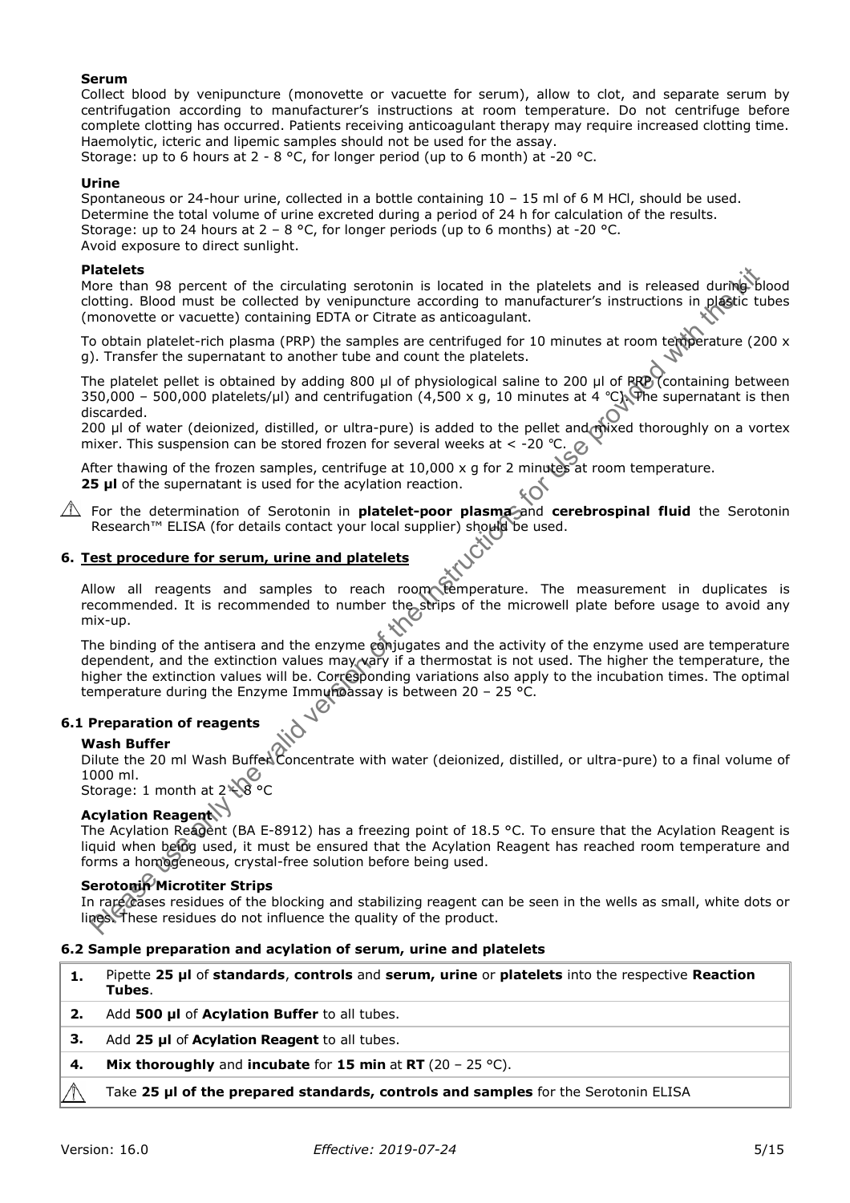**Serum**

Collect blood by venipuncture (monovette or vacuette for serum), allow to clot, and separate serum by centrifugation according to manufacturer's instructions at room temperature. Do not centrifuge before complete clotting has occurred. Patients receiving anticoagulant therapy may require increased clotting time. Haemolytic, icteric and lipemic samples should not be used for the assay.
Storage: up to 6 hours at 2 - 8 °C, for longer period (up to 6 month) at -20 °C.

**Urine**

Spontaneous or 24-hour urine, collected in a bottle containing 10 – 15 ml of 6 M HCl, should be used.
Determine the total volume of urine excreted during a period of 24 h for calculation of the results.
Storage: up to 24 hours at 2 – 8 °C, for longer periods (up to 6 months) at -20 °C.
Avoid exposure to direct sunlight.

**Platelets**

More than 98 percent of the circulating serotonin is located in the platelets and is released during blood clotting. Blood must be collected by venipuncture according to manufacturer's instructions in plastic tubes (monovette or vacuette) containing EDTA or Citrate as anticoagulant.

To obtain platelet-rich plasma (PRP) the samples are centrifuged for 10 minutes at room temperature (200 x g). Transfer the supernatant to another tube and count the platelets.

The platelet pellet is obtained by adding 800 µl of physiological saline to 200 µl of PRP (containing between 350,000 – 500,000 platelets/µl) and centrifugation (4,500 x g, 10 minutes at 4 °C). The supernatant is then discarded.
200 µl of water (deionized, distilled, or ultra-pure) is added to the pellet and mixed thoroughly on a vortex mixer. This suspension can be stored frozen for several weeks at < -20 °C.

After thawing of the frozen samples, centrifuge at 10,000 x g for 2 minutes at room temperature.
**25 µl** of the supernatant is used for the acylation reaction.

⚠ For the determination of Serotonin in **platelet-poor plasma** and **cerebrospinal fluid** the Serotonin Research™ ELISA (for details contact your local supplier) should be used.

## 6. Test procedure for serum, urine and platelets

Allow all reagents and samples to reach room temperature. The measurement in duplicates is recommended. It is recommended to number the strips of the microwell plate before usage to avoid any mix-up.

The binding of the antisera and the enzyme conjugates and the activity of the enzyme used are temperature dependent, and the extinction values may vary if a thermostat is not used. The higher the temperature, the higher the extinction values will be. Corresponding variations also apply to the incubation times. The optimal temperature during the Enzyme Immunoassay is between 20 – 25 °C.

### 6.1 Preparation of reagents

**Wash Buffer**

Dilute the 20 ml Wash Buffer Concentrate with water (deionized, distilled, or ultra-pure) to a final volume of 1000 ml.
Storage: 1 month at 2 – 8 °C

**Acylation Reagent**

The Acylation Reagent (BA E-8912) has a freezing point of 18.5 °C. To ensure that the Acylation Reagent is liquid when being used, it must be ensured that the Acylation Reagent has reached room temperature and forms a homogeneous, crystal-free solution before being used.

**Serotonin Microtiter Strips**

In rare cases residues of the blocking and stabilizing reagent can be seen in the wells as small, white dots or lines. These residues do not influence the quality of the product.

### 6.2 Sample preparation and acylation of serum, urine and platelets

| | |
|---|---|
| **1.** | Pipette **25 µl** of **standards**, **controls** and **serum, urine** or **platelets** into the respective **Reaction Tubes**. |
| **2.** | Add **500 µl** of **Acylation Buffer** to all tubes. |
| **3.** | Add **25 µl** of **Acylation Reagent** to all tubes. |
| **4.** | **Mix thoroughly** and **incubate** for **15 min** at **RT** (20 – 25 °C). |
| ⚠ | Take **25 µl of the prepared standards, controls and samples** for the Serotonin ELISA |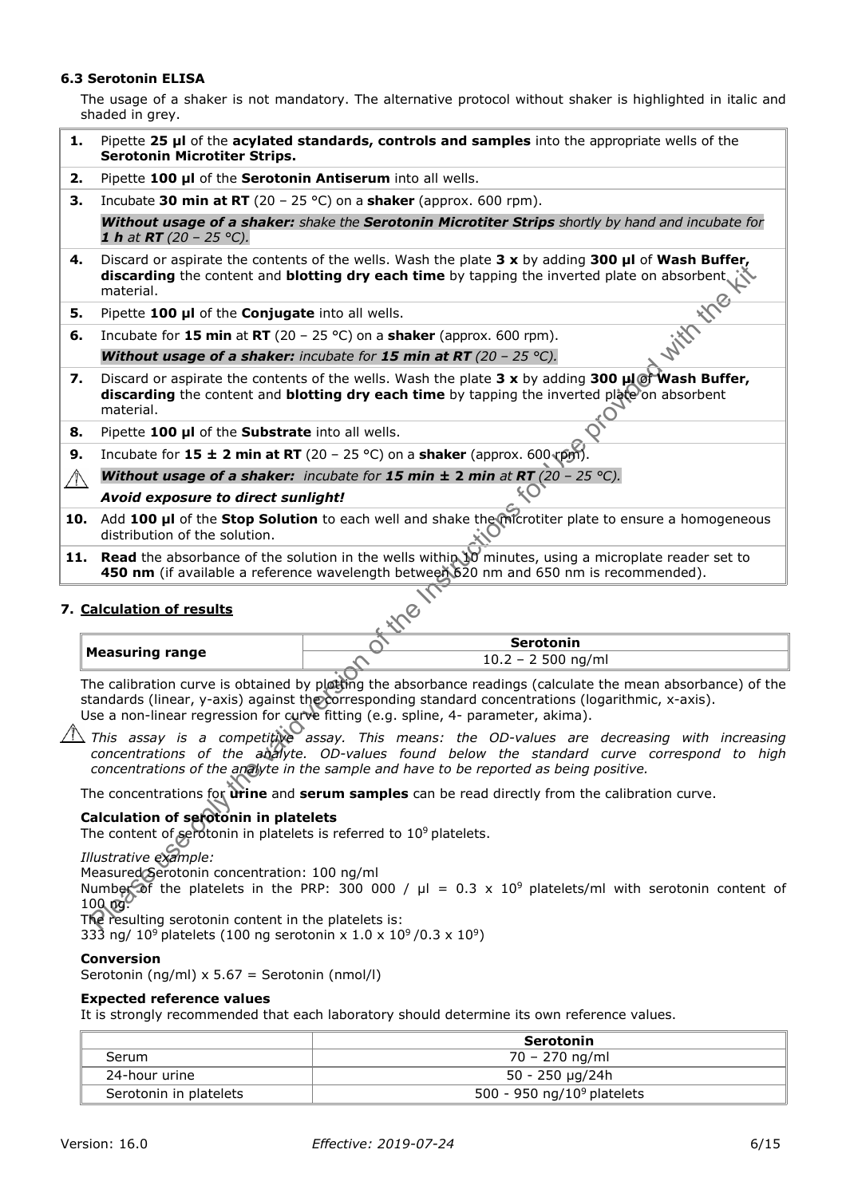### 6.3 Serotonin ELISA

The usage of a shaker is not mandatory. The alternative protocol without shaker is highlighted in italic and shaded in grey.

| | |
|---|---|
| **1.** | Pipette **25 µl** of the **acylated standards, controls and samples** into the appropriate wells of the **Serotonin Microtiter Strips.** |
| **2.** | Pipette **100 µl** of the **Serotonin Antiserum** into all wells. |
| **3.** | Incubate **30 min at RT** (20 – 25 °C) on a **shaker** (approx. 600 rpm).<br>***Without usage of a shaker:*** *shake the* ***Serotonin Microtiter Strips*** *shortly by hand and incubate for* ***1 h*** *at* ***RT*** *(20 – 25 °C).* |
| **4.** | Discard or aspirate the contents of the wells. Wash the plate **3 x** by adding **300 µl** of **Wash Buffer, discarding** the content and **blotting dry each time** by tapping the inverted plate on absorbent material. |
| **5.** | Pipette **100 µl** of the **Conjugate** into all wells. |
| **6.** | Incubate for **15 min** at **RT** (20 – 25 °C) on a **shaker** (approx. 600 rpm).<br>***Without usage of a shaker:*** *incubate for* ***15 min at RT*** *(20 – 25 °C).* |
| **7.** | Discard or aspirate the contents of the wells. Wash the plate **3 x** by adding **300 µl** of **Wash Buffer, discarding** the content and **blotting dry each time** by tapping the inverted plate on absorbent material. |
| **8.** | Pipette **100 µl** of the **Substrate** into all wells. |
| **9.** | Incubate for **15 ± 2 min at RT** (20 – 25 °C) on a **shaker** (approx. 600 rpm).<br>***Without usage of a shaker:*** *incubate for* ***15 min ± 2 min*** *at* ***RT*** *(20 – 25 °C).*<br>⚠ ***Avoid exposure to direct sunlight!*** |
| **10.** | Add **100 µl** of the **Stop Solution** to each well and shake the microtiter plate to ensure a homogeneous distribution of the solution. |
| **11.** | **Read** the absorbance of the solution in the wells within 10 minutes, using a microplate reader set to **450 nm** (if available a reference wavelength between 620 nm and 650 nm is recommended). |

## 7. Calculation of results

| Measuring range | Serotonin |
|---|---|
| | 10.2 – 2 500 ng/ml |

The calibration curve is obtained by plotting the absorbance readings (calculate the mean absorbance) of the standards (linear, y-axis) against the corresponding standard concentrations (logarithmic, x-axis).
Use a non-linear regression for curve fitting (e.g. spline, 4- parameter, akima).

⚠ *This assay is a competitive assay. This means: the OD-values are decreasing with increasing concentrations of the analyte. OD-values found below the standard curve correspond to high concentrations of the analyte in the sample and have to be reported as being positive.*

The concentrations for **urine** and **serum samples** can be read directly from the calibration curve.

**Calculation of serotonin in platelets**

The content of serotonin in platelets is referred to $10^9$ platelets.

*Illustrative example:*

Measured Serotonin concentration: 100 ng/ml

Number of the platelets in the PRP: 300 000 / µl = 0.3 x $10^9$ platelets/ml with serotonin content of 100 ng.

The resulting serotonin content in the platelets is:

333 ng/ $10^9$ platelets (100 ng serotonin x 1.0 x $10^9$ /0.3 x $10^9$)

**Conversion**

Serotonin (ng/ml) x 5.67 = Serotonin (nmol/l)

**Expected reference values**

It is strongly recommended that each laboratory should determine its own reference values.

| | Serotonin |
|---|---|
| Serum | 70 – 270 ng/ml |
| 24-hour urine | 50 - 250 µg/24h |
| Serotonin in platelets | 500 - 950 ng/$10^9$ platelets |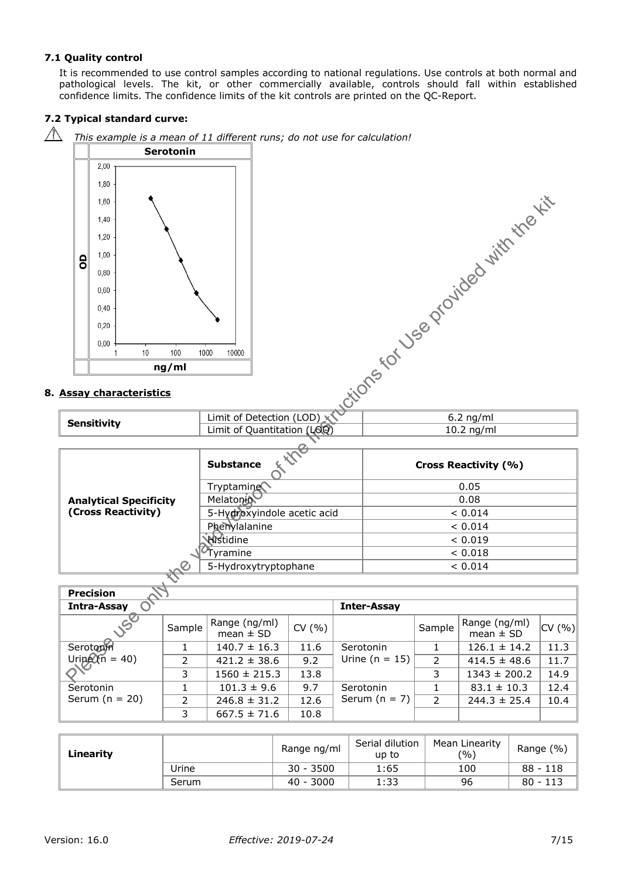### 7.1 Quality control

It is recommended to use control samples according to national regulations. Use controls at both normal and pathological levels. The kit, or other commercially available, controls should fall within established confidence limits. The confidence limits of the kit controls are printed on the QC-Report.

### 7.2 Typical standard curve:

⚠ *This example is a mean of 11 different runs; do not use for calculation!*

## 8. Assay characteristics

| Sensitivity | | |
|---|---|---|
| Sensitivity | Limit of Detection (LOD) | 6.2 ng/ml |
| | Limit of Quantitation (LOQ) | 10.2 ng/ml |

| | Substance | Cross Reactivity (%) |
|---|---|---|
| **Analytical Specificity (Cross Reactivity)** | Tryptamine | 0.05 |
| | Melatonin | 0.08 |
| | 5-Hydroxyindole acetic acid | < 0.014 |
| | Phenylalanine | < 0.014 |
| | Histidine | < 0.019 |
| | Tyramine | < 0.018 |
| | 5-Hydroxytryptophane | < 0.014 |

**Precision**

| Intra-Assay | | | | Inter-Assay | | | |
|---|---|---|---|---|---|---|---|
| | Sample | Range (ng/ml) mean ± SD | CV (%) | | Sample | Range (ng/ml) mean ± SD | CV (%) |
| Serotonin Urine (n = 40) | 1 | 140.7 ± 16.3 | 11.6 | Serotonin Urine (n = 15) | 1 | 126.1 ± 14.2 | 11.3 |
| | 2 | 421.2 ± 38.6 | 9.2 | | 2 | 414.5 ± 48.6 | 11.7 |
| | 3 | 1560 ± 215.3 | 13.8 | | 3 | 1343 ± 200.2 | 14.9 |
| Serotonin Serum (n = 20) | 1 | 101.3 ± 9.6 | 9.7 | Serotonin Serum (n = 7) | 1 | 83.1 ± 10.3 | 12.4 |
| | 2 | 246.8 ± 31.2 | 12.6 | | 2 | 244.3 ± 25.4 | 10.4 |
| | 3 | 667.5 ± 71.6 | 10.8 | | | | |

| Linearity | | Range ng/ml | Serial dilution up to | Mean Linearity (%) | Range (%) |
|---|---|---|---|---|---|
| | Urine | 30 - 3500 | 1:65 | 100 | 88 - 118 |
| | Serum | 40 - 3000 | 1:33 | 96 | 80 - 113 |

Version: 16.0 *Effective: 2019-07-24*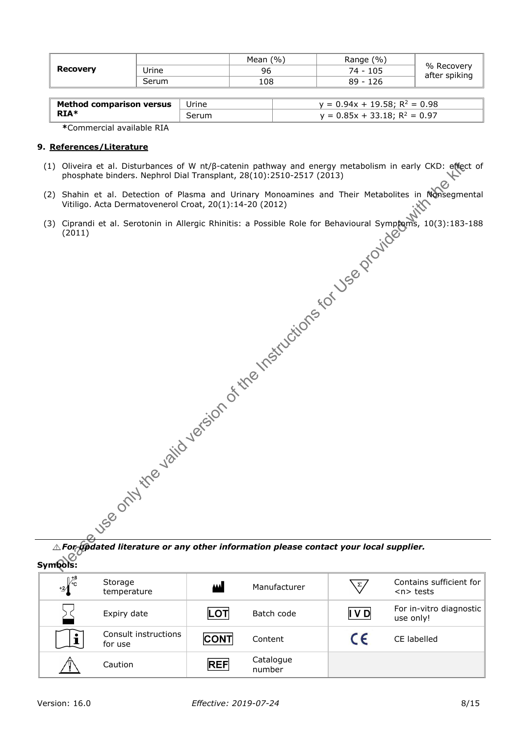| Recovery | | Mean (%) | Range (%) | % Recovery after spiking |
|---|---|---|---|---|
| | Urine | 96 | 74 - 105 | |
| | Serum | 108 | 89 - 126 | |

| Method comparison versus RIA* | Urine | $y = 0.94x + 19.58; R^2 = 0.98$ |
|---|---|---|
| | Serum | $y = 0.85x + 33.18; R^2 = 0.97$ |

**\***Commercial available RIA

## 9. References/Literature

(1) Oliveira et al. Disturbances of W nt/β-catenin pathway and energy metabolism in early CKD: effect of phosphate binders. Nephrol Dial Transplant, 28(10):2510-2517 (2013)

(2) Shahin et al. Detection of Plasma and Urinary Monoamines and Their Metabolites in Nonsegmental Vitiligo. Acta Dermatovenerol Croat, 20(1):14-20 (2012)

(3) Ciprandi et al. Serotonin in Allergic Rhinitis: a Possible Role for Behavioural Symptoms, 10(3):183-188 (2011)

Please use only the valid version of the Instructions for Use provided with the Kit

⚠ ***For updated literature or any other information please contact your local supplier.***

**Symbols:**

| | | | | | |
|---|---|---|---|---|---|
| +2 °C / +8 °C | Storage temperature | | Manufacturer | Σ | Contains sufficient for <n> tests |
| | Expiry date | LOT | Batch code | IVD | For in-vitro diagnostic use only! |
| i | Consult instructions for use | CONT | Content | CE | CE labelled |
| ⚠ | Caution | REF | Catalogue number | | |

Version: 16.0 *Effective: 2019-07-24*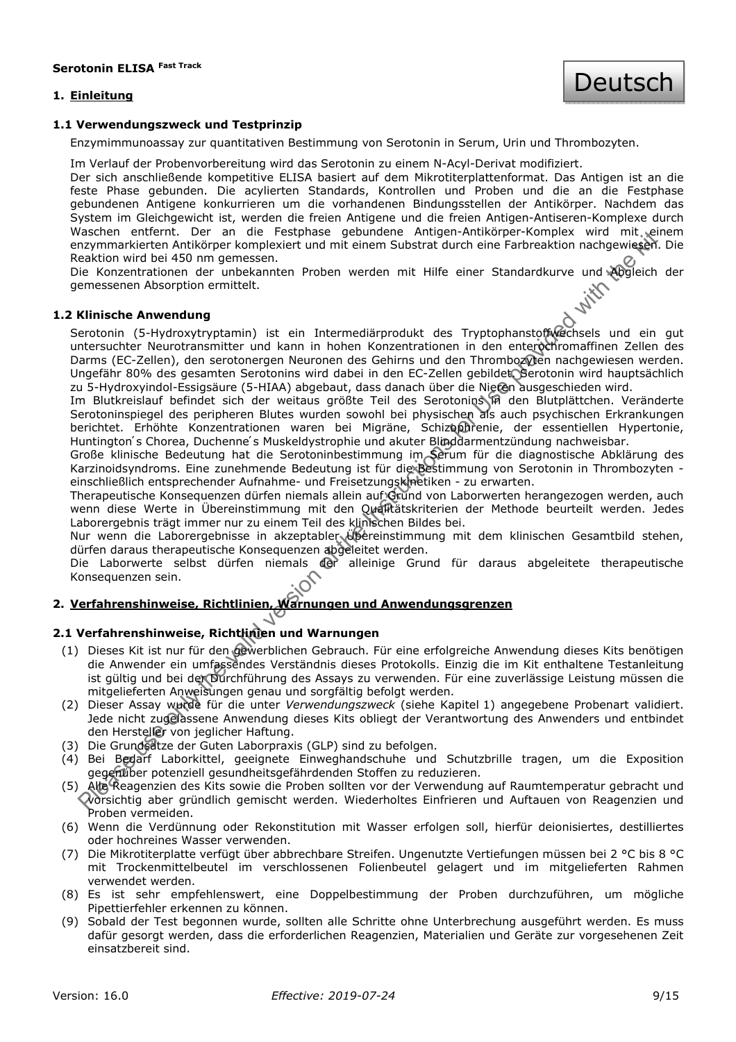**Serotonin ELISA Fast Track**

Deutsch

## 1. Einleitung

### 1.1 Verwendungszweck und Testprinzip

Enzymimmunoassay zur quantitativen Bestimmung von Serotonin in Serum, Urin und Thrombozyten.

Im Verlauf der Probenvorbereitung wird das Serotonin zu einem N-Acyl-Derivat modifiziert.
Der sich anschließende kompetitive ELISA basiert auf dem Mikrotiterplattenformat. Das Antigen ist an die feste Phase gebunden. Die acylierten Standards, Kontrollen und Proben und die an die Festphase gebundenen Antigene konkurrieren um die vorhandenen Bindungsstellen der Antikörper. Nachdem das System im Gleichgewicht ist, werden die freien Antigene und die freien Antigen-Antiseren-Komplexe durch Waschen entfernt. Der an die Festphase gebundene Antigen-Antikörper-Komplex wird mit einem enzymmarkierten Antikörper komplexiert und mit einem Substrat durch eine Farbreaktion nachgewiesen. Die Reaktion wird bei 450 nm gemessen.
Die Konzentrationen der unbekannten Proben werden mit Hilfe einer Standardkurve und Abgleich der gemessenen Absorption ermittelt.

### 1.2 Klinische Anwendung

Serotonin (5-Hydroxytryptamin) ist ein Intermediärprodukt des Tryptophanstoffwechsels und ein gut untersuchter Neurotransmitter und kann in hohen Konzentrationen in den enterochromaffinen Zellen des Darms (EC-Zellen), den serotonergen Neuronen des Gehirns und den Thrombozyten nachgewiesen werden. Ungefähr 80% des gesamten Serotonins wird dabei in den EC-Zellen gebildet. Serotonin wird hauptsächlich zu 5-Hydroxyindol-Essigsäure (5-HIAA) abgebaut, dass danach über die Nieren ausgeschieden wird.
Im Blutkreislauf befindet sich der weitaus größte Teil des Serotonins in den Blutplättchen. Veränderte Serotoninspiegel des peripheren Blutes wurden sowohl bei physischen als auch psychischen Erkrankungen berichtet. Erhöhte Konzentrationen waren bei Migräne, Schizophrenie, der essentiellen Hypertonie, Huntington´s Chorea, Duchenne´s Muskeldystrophie und akuter Blinddarmentzündung nachweisbar.
Große klinische Bedeutung hat die Serotoninbestimmung im Serum für die diagnostische Abklärung des Karzinoidsyndroms. Eine zunehmende Bedeutung ist für die Bestimmung von Serotonin in Thrombozyten - einschließlich entsprechender Aufnahme- und Freisetzungskinetiken - zu erwarten.
Therapeutische Konsequenzen dürfen niemals allein auf Grund von Laborwerten herangezogen werden, auch wenn diese Werte in Übereinstimmung mit den Qualitätskriterien der Methode beurteilt werden. Jedes Laborergebnis trägt immer nur zu einem Teil des klinischen Bildes bei.
Nur wenn die Laborergebnisse in akzeptabler Übereinstimmung mit dem klinischen Gesamtbild stehen, dürfen daraus therapeutische Konsequenzen abgeleitet werden.
Die Laborwerte selbst dürfen niemals der alleinige Grund für daraus abgeleitete therapeutische Konsequenzen sein.

## 2. Verfahrenshinweise, Richtlinien, Warnungen und Anwendungsgrenzen

### 2.1 Verfahrenshinweise, Richtlinien und Warnungen

(1) Dieses Kit ist nur für den gewerblichen Gebrauch. Für eine erfolgreiche Anwendung dieses Kits benötigen die Anwender ein umfassendes Verständnis dieses Protokolls. Einzig die im Kit enthaltene Testanleitung ist gültig und bei der Durchführung des Assays zu verwenden. Für eine zuverlässige Leistung müssen die mitgelieferten Anweisungen genau und sorgfältig befolgt werden.
(2) Dieser Assay wurde für die unter *Verwendungszweck* (siehe Kapitel 1) angegebene Probenart validiert. Jede nicht zugelassene Anwendung dieses Kits obliegt der Verantwortung des Anwenders und entbindet den Hersteller von jeglicher Haftung.
(3) Die Grundsätze der Guten Laborpraxis (GLP) sind zu befolgen.
(4) Bei Bedarf Laborkittel, geeignete Einweghandschuhe und Schutzbrille tragen, um die Exposition gegenüber potenziell gesundheitsgefährdenden Stoffen zu reduzieren.
(5) Alle Reagenzien des Kits sowie die Proben sollten vor der Verwendung auf Raumtemperatur gebracht und vorsichtig aber gründlich gemischt werden. Wiederholtes Einfrieren und Auftauen von Reagenzien und Proben vermeiden.
(6) Wenn die Verdünnung oder Rekonstitution mit Wasser erfolgen soll, hierfür deionisiertes, destilliertes oder hochreines Wasser verwenden.
(7) Die Mikrotiterplatte verfügt über abbrechbare Streifen. Ungenutzte Vertiefungen müssen bei 2 °C bis 8 °C mit Trockenmittelbeutel im verschlossenen Folienbeutel gelagert und im mitgelieferten Rahmen verwendet werden.
(8) Es ist sehr empfehlenswert, eine Doppelbestimmung der Proben durchzuführen, um mögliche Pipettierfehler erkennen zu können.
(9) Sobald der Test begonnen wurde, sollten alle Schritte ohne Unterbrechung ausgeführt werden. Es muss dafür gesorgt werden, dass die erforderlichen Reagenzien, Materialien und Geräte zur vorgesehenen Zeit einsatzbereit sind.

Version: 16.0 *Effective: 2019-07-24*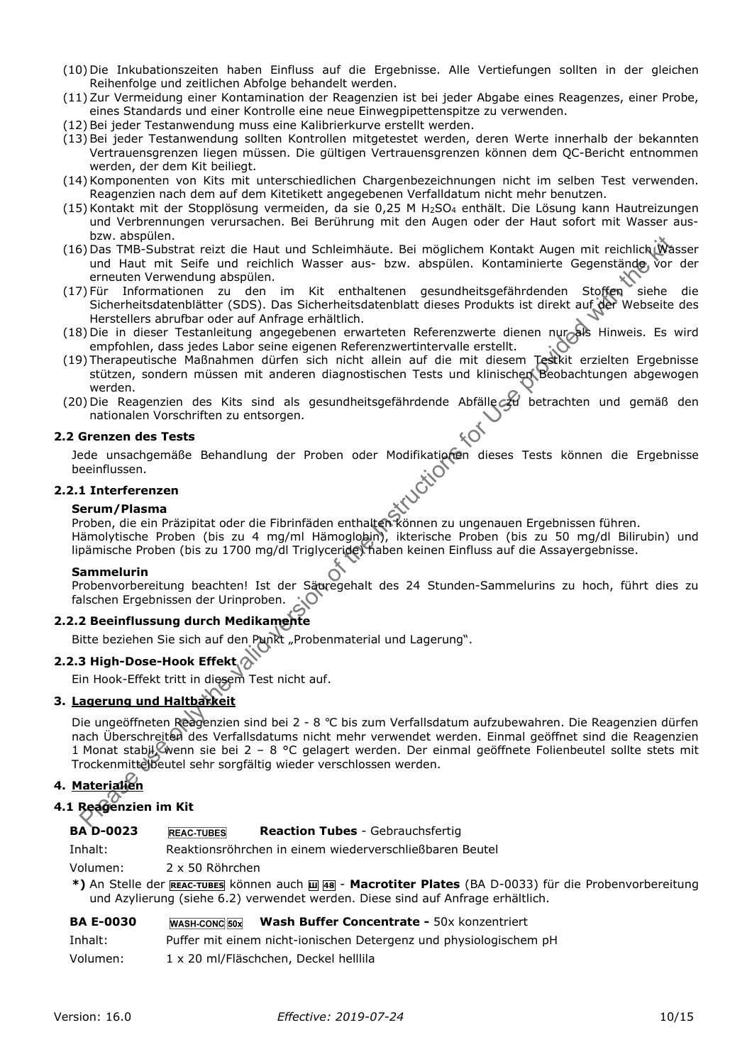(10) Die Inkubationszeiten haben Einfluss auf die Ergebnisse. Alle Vertiefungen sollten in der gleichen Reihenfolge und zeitlichen Abfolge behandelt werden.

(11) Zur Vermeidung einer Kontamination der Reagenzien ist bei jeder Abgabe eines Reagenzes, einer Probe, eines Standards und einer Kontrolle eine neue Einwegpipettenspitze zu verwenden.

(12) Bei jeder Testanwendung muss eine Kalibrierkurve erstellt werden.

(13) Bei jeder Testanwendung sollten Kontrollen mitgetestet werden, deren Werte innerhalb der bekannten Vertrauensgrenzen liegen müssen. Die gültigen Vertrauensgrenzen können dem QC-Bericht entnommen werden, der dem Kit beiliegt.

(14) Komponenten von Kits mit unterschiedlichen Chargenbezeichnungen nicht im selben Test verwenden. Reagenzien nach dem auf dem Kitetikett angegebenen Verfalldatum nicht mehr benutzen.

(15) Kontakt mit der Stopplösung vermeiden, da sie 0,25 M $H_2SO_4$ enthält. Die Lösung kann Hautreizungen und Verbrennungen verursachen. Bei Berührung mit den Augen oder der Haut sofort mit Wasser aus- bzw. abspülen.

(16) Das TMB-Substrat reizt die Haut und Schleimhäute. Bei möglichem Kontakt Augen mit reichlich Wasser und Haut mit Seife und reichlich Wasser aus- bzw. abspülen. Kontaminierte Gegenstände vor der erneuten Verwendung abspülen.

(17) Für Informationen zu den im Kit enthaltenen gesundheitsgefährdenden Stoffen siehe die Sicherheitsdatenblätter (SDS). Das Sicherheitsdatenblatt dieses Produkts ist direkt auf der Webseite des Herstellers abrufbar oder auf Anfrage erhältlich.

(18) Die in dieser Testanleitung angegebenen erwarteten Referenzwerte dienen nur als Hinweis. Es wird empfohlen, dass jedes Labor seine eigenen Referenzwertintervalle erstellt.

(19) Therapeutische Maßnahmen dürfen sich nicht allein auf die mit diesem Testkit erzielten Ergebnisse stützen, sondern müssen mit anderen diagnostischen Tests und klinischen Beobachtungen abgewogen werden.

(20) Die Reagenzien des Kits sind als gesundheitsgefährdende Abfälle zu betrachten und gemäß den nationalen Vorschriften zu entsorgen.

### 2.2 Grenzen des Tests

Jede unsachgemäße Behandlung der Proben oder Modifikationen dieses Tests können die Ergebnisse beeinflussen.

#### 2.2.1 Interferenzen

**Serum/Plasma**

Proben, die ein Präzipitat oder die Fibrinfäden enthalten können zu ungenauen Ergebnissen führen.
Hämolytische Proben (bis zu 4 mg/ml Hämoglobin), ikterische Proben (bis zu 50 mg/dl Bilirubin) und lipämische Proben (bis zu 1700 mg/dl Triglyceride) haben keinen Einfluss auf die Assayergebnisse.

**Sammelurin**

Probenvorbereitung beachten! Ist der Säuregehalt des 24 Stunden-Sammelurins zu hoch, führt dies zu falschen Ergebnissen der Urinproben.

#### 2.2.2 Beeinflussung durch Medikamente

Bitte beziehen Sie sich auf den Punkt „Probenmaterial und Lagerung".

#### 2.2.3 High-Dose-Hook Effekt

Ein Hook-Effekt tritt in diesem Test nicht auf.

## 3. Lagerung und Haltbarkeit

Die ungeöffneten Reagenzien sind bei 2 - 8 °C bis zum Verfallsdatum aufzubewahren. Die Reagenzien dürfen nach Überschreiten des Verfallsdatums nicht mehr verwendet werden. Einmal geöffnet sind die Reagenzien 1 Monat stabil, wenn sie bei 2 – 8 °C gelagert werden. Der einmal geöffnete Folienbeutel sollte stets mit Trockenmittelbeutel sehr sorgfältig wieder verschlossen werden.

## 4. Materialien

### 4.1 Reagenzien im Kit

**BA D-0023** REAC-TUBES **Reaction Tubes** - Gebrauchsfertig

Inhalt: Reaktionsröhrchen in einem wiederverschließbaren Beutel

Volumen: 2 x 50 Röhrchen

**\*)** An Stelle der REAC-TUBES können auch 48 - **Macrotiter Plates** (BA D-0033) für die Probenvorbereitung und Azylierung (siehe 6.2) verwendet werden. Diese sind auf Anfrage erhältlich.

**BA E-0030** WASH-CONC 50x **Wash Buffer Concentrate -** 50x konzentriert

Inhalt: Puffer mit einem nicht-ionischen Detergenz und physiologischem pH

Volumen: 1 x 20 ml/Fläschchen, Deckel helllila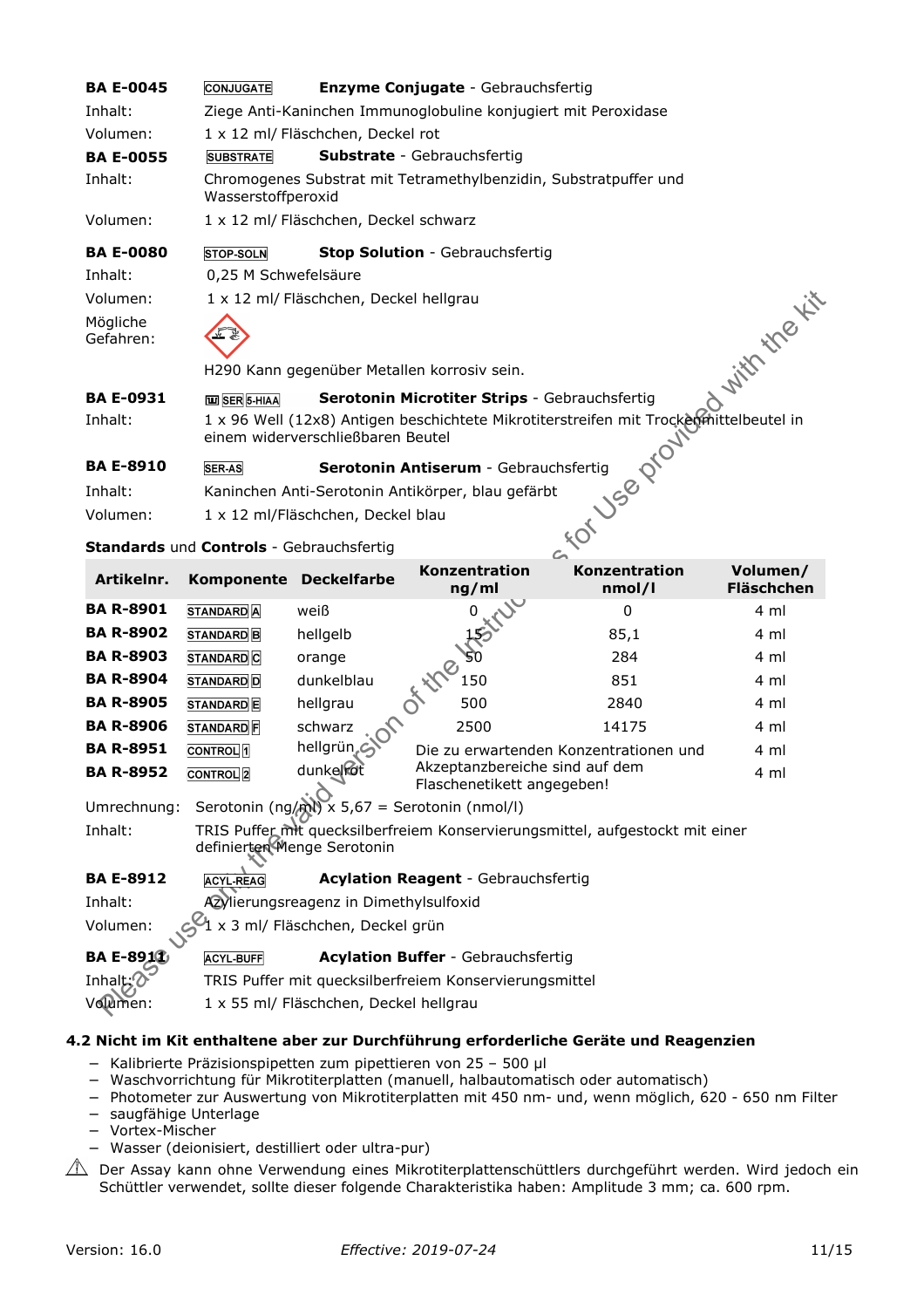**BA E-0045** CONJUGATE **Enzyme Conjugate** - Gebrauchsfertig

Inhalt: Ziege Anti-Kaninchen Immunoglobuline konjugiert mit Peroxidase

Volumen: 1 x 12 ml/ Fläschchen, Deckel rot

**BA E-0055** SUBSTRATE **Substrate** - Gebrauchsfertig

Inhalt: Chromogenes Substrat mit Tetramethylbenzidin, Substratpuffer und Wasserstoffperoxid

Volumen: 1 x 12 ml/ Fläschchen, Deckel schwarz

**BA E-0080** STOP-SOLN **Stop Solution** - Gebrauchsfertig

Inhalt: 0,25 M Schwefelsäure

Volumen: 1 x 12 ml/ Fläschchen, Deckel hellgrau

Mögliche Gefahren:

H290 Kann gegenüber Metallen korrosiv sein.

**BA E-0931** MT SER 5-HIAA **Serotonin Microtiter Strips** - Gebrauchsfertig

Inhalt: 1 x 96 Well (12x8) Antigen beschichtete Mikrotiterstreifen mit Trockenmittelbeutel in einem widerverschließbaren Beutel

**BA E-8910** SER-AS **Serotonin Antiserum** - Gebrauchsfertig

Inhalt: Kaninchen Anti-Serotonin Antikörper, blau gefärbt

Volumen: 1 x 12 ml/Fläschchen, Deckel blau

**Standards** und **Controls** - Gebrauchsfertig

| Artikelnr. | Komponente | Deckelfarbe | Konzentration ng/ml | Konzentration nmol/l | Volumen/ Fläschchen |
|---|---|---|---|---|---|
| **BA R-8901** | STANDARD A | weiß | 0 | 0 | 4 ml |
| **BA R-8902** | STANDARD B | hellgelb | 15 | 85,1 | 4 ml |
| **BA R-8903** | STANDARD C | orange | 50 | 284 | 4 ml |
| **BA R-8904** | STANDARD D | dunkelblau | 150 | 851 | 4 ml |
| **BA R-8905** | STANDARD E | hellgrau | 500 | 2840 | 4 ml |
| **BA R-8906** | STANDARD F | schwarz | 2500 | 14175 | 4 ml |
| **BA R-8951** | CONTROL 1 | hellgrün | Die zu erwartenden Konzentrationen und Akzeptanzbereiche sind auf dem Flaschenetikett angegeben! | | 4 ml |
| **BA R-8952** | CONTROL 2 | dunkelrot | | | 4 ml |

Umrechnung: Serotonin (ng/ml) x 5,67 = Serotonin (nmol/l)

Inhalt: TRIS Puffer mit quecksilberfreiem Konservierungsmittel, aufgestockt mit einer definierten Menge Serotonin

**BA E-8912** ACYL-REAG **Acylation Reagent** - Gebrauchsfertig

Inhalt: Azylierungsreagenz in Dimethylsulfoxid

Volumen: 1 x 3 ml/ Fläschchen, Deckel grün

**BA E-8911** ACYL-BUFF **Acylation Buffer** - Gebrauchsfertig

Inhalt: TRIS Puffer mit quecksilberfreiem Konservierungsmittel

Volumen: 1 x 55 ml/ Fläschchen, Deckel hellgrau

### 4.2 Nicht im Kit enthaltene aber zur Durchführung erforderliche Geräte und Reagenzien

- Kalibrierte Präzisionspipetten zum pipettieren von 25 – 500 µl
- Waschvorrichtung für Mikrotiterplatten (manuell, halbautomatisch oder automatisch)
- Photometer zur Auswertung von Mikrotiterplatten mit 450 nm- und, wenn möglich, 620 - 650 nm Filter
- saugfähige Unterlage
- Vortex-Mischer
- Wasser (deionisiert, destilliert oder ultra-pur)

⚠ Der Assay kann ohne Verwendung eines Mikrotiterplattenschüttlers durchgeführt werden. Wird jedoch ein Schüttler verwendet, sollte dieser folgende Charakteristika haben: Amplitude 3 mm; ca. 600 rpm.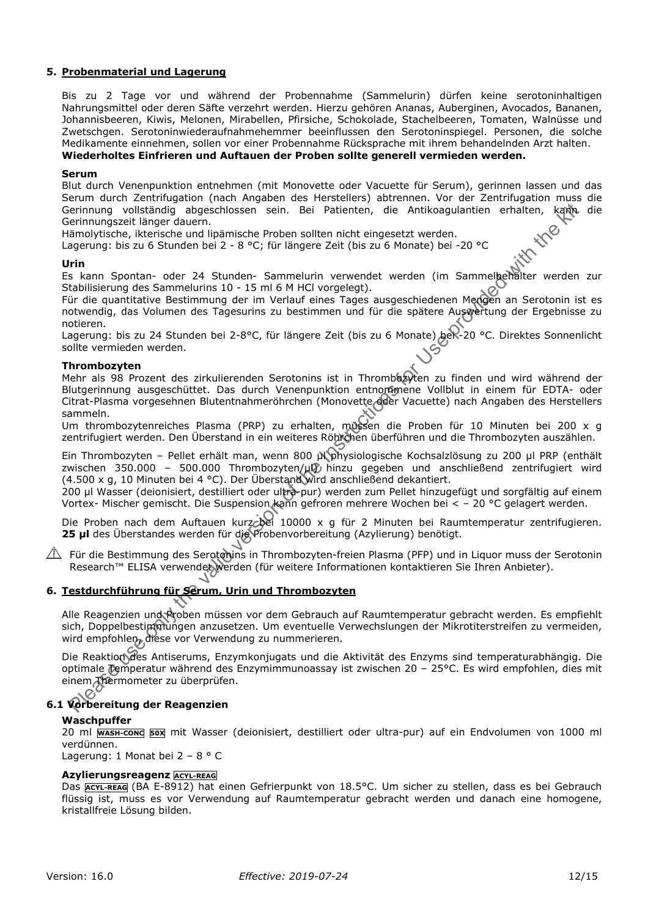## 5. Probenmaterial und Lagerung

Bis zu 2 Tage vor und während der Probennahme (Sammelurin) dürfen keine serotoninhaltigen Nahrungsmittel oder deren Säfte verzehrt werden. Hierzu gehören Ananas, Auberginen, Avocados, Bananen, Johannisbeeren, Kiwis, Melonen, Mirabellen, Pfirsiche, Schokolade, Stachelbeeren, Tomaten, Walnüsse und Zwetschgen. Serotoninwiederaufnahmehemmer beeinflussen den Serotoninspiegel. Personen, die solche Medikamente einnehmen, sollen vor einer Probennahme Rücksprache mit ihrem behandelnden Arzt halten.
**Wiederholtes Einfrieren und Auftauen der Proben sollte generell vermieden werden.**

**Serum**
Blut durch Venenpunktion entnehmen (mit Monovette oder Vacuette für Serum), gerinnen lassen und das Serum durch Zentrifugation (nach Angaben des Herstellers) abtrennen. Vor der Zentrifugation muss die Gerinnung vollständig abgeschlossen sein. Bei Patienten, die Antikoagulantien erhalten, kann die Gerinnungszeit länger dauern.
Hämolytische, ikterische und lipämische Proben sollten nicht eingesetzt werden.
Lagerung: bis zu 6 Stunden bei 2 - 8 °C; für längere Zeit (bis zu 6 Monate) bei -20 °C

**Urin**
Es kann Spontan- oder 24 Stunden- Sammelurin verwendet werden (im Sammelbehälter werden zur Stabilisierung des Sammelurins 10 - 15 ml 6 M HCl vorgelegt).
Für die quantitative Bestimmung der im Verlauf eines Tages ausgeschiedenen Mengen an Serotonin ist es notwendig, das Volumen des Tagesurins zu bestimmen und für die spätere Auswertung der Ergebnisse zu notieren.
Lagerung: bis zu 24 Stunden bei 2-8°C, für längere Zeit (bis zu 6 Monate) bei -20 °C. Direktes Sonnenlicht sollte vermieden werden.

**Thrombozyten**
Mehr als 98 Prozent des zirkulierenden Serotonins ist in Thrombozyten zu finden und wird während der Blutgerinnung ausgeschüttet. Das durch Venenpunktion entnommene Vollblut in einem für EDTA- oder Citrat-Plasma vorgesehenen Blutentnahmeröhrchen (Monovette oder Vacuette) nach Angaben des Herstellers sammeln.
Um thrombozytenreiches Plasma (PRP) zu erhalten, müssen die Proben für 10 Minuten bei 200 x g zentrifugiert werden. Den Überstand in ein weiteres Röhrchen überführen und die Thrombozyten auszählen.

Ein Thrombozyten – Pellet erhält man, wenn 800 µl physiologische Kochsalzlösung zu 200 µl PRP (enthält zwischen 350.000 – 500.000 Thrombozyten/µl) hinzu gegeben und anschließend zentrifugiert wird (4.500 x g, 10 Minuten bei 4 °C). Der Überstand wird anschließend dekantiert.
200 µl Wasser (deionisiert, destilliert oder ultra-pur) werden zum Pellet hinzugefügt und sorgfältig auf einem Vortex- Mischer gemischt. Die Suspension kann gefroren mehrere Wochen bei < – 20 °C gelagert werden.

Die Proben nach dem Auftauen kurz bei 10000 x g für 2 Minuten bei Raumtemperatur zentrifugieren. **25 µl** des Überstandes werden für die Probenvorbereitung (Azylierung) benötigt.

⚠ Für die Bestimmung des Serotonins in Thrombozyten-freien Plasma (PFP) und in Liquor muss der Serotonin Research™ ELISA verwendet werden (für weitere Informationen kontaktieren Sie Ihren Anbieter).

## 6. Testdurchführung für Serum, Urin und Thrombozyten

Alle Reagenzien und Proben müssen vor dem Gebrauch auf Raumtemperatur gebracht werden. Es empfiehlt sich, Doppelbestimmungen anzusetzen. Um eventuelle Verwechslungen der Mikrotiterstreifen zu vermeiden, wird empfohlen, diese vor Verwendung zu nummerieren.

Die Reaktion des Antiserums, Enzymkonjugats und die Aktivität des Enzyms sind temperaturabhängig. Die optimale Temperatur während des Enzymimmunoassay ist zwischen 20 – 25°C. Es wird empfohlen, dies mit einem Thermometer zu überprüfen.

### 6.1 Vorbereitung der Reagenzien

**Waschpuffer**
20 ml WASH-CONC 50X mit Wasser (deionisiert, destilliert oder ultra-pur) auf ein Endvolumen von 1000 ml verdünnen.
Lagerung: 1 Monat bei 2 – 8 ° C

**Azylierungsreagenz ACYL-REAG**
Das ACYL-REAG (BA E-8912) hat einen Gefrierpunkt von 18.5°C. Um sicher zu stellen, dass es bei Gebrauch flüssig ist, muss es vor Verwendung auf Raumtemperatur gebracht werden und danach eine homogene, kristallfreie Lösung bilden.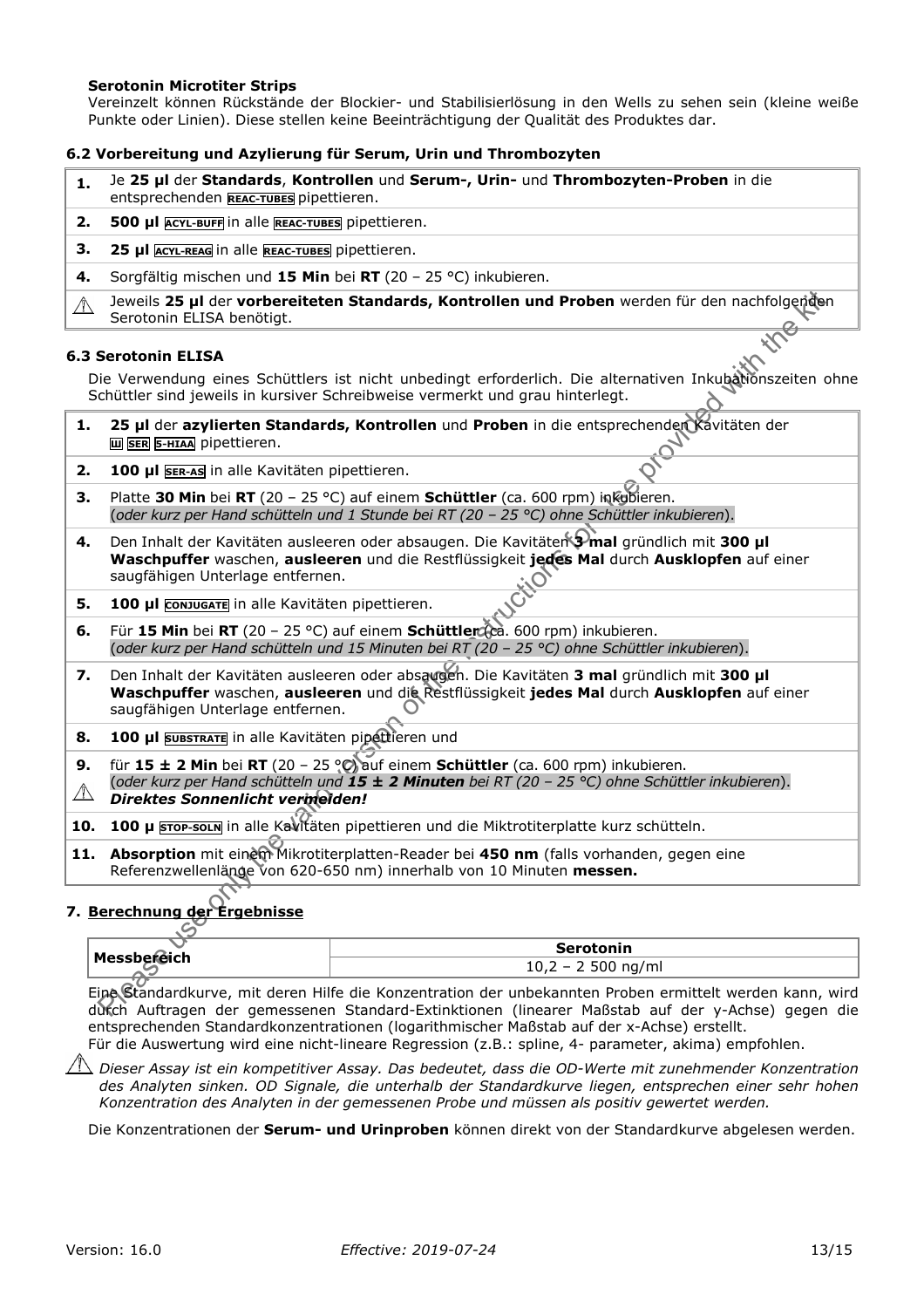**Serotonin Microtiter Strips**

Vereinzelt können Rückstände der Blockier- und Stabilisierlösung in den Wells zu sehen sein (kleine weiße Punkte oder Linien). Diese stellen keine Beeinträchtigung der Qualität des Produktes dar.

### 6.2 Vorbereitung und Azylierung für Serum, Urin und Thrombozyten

| | |
|---|---|
| **1.** | Je **25 µl** der **Standards**, **Kontrollen** und **Serum-, Urin-** und **Thrombozyten-Proben** in die entsprechenden REAC-TUBES pipettieren. |
| **2.** | **500 µl** ACYL-BUFF in alle REAC-TUBES pipettieren. |
| **3.** | **25 µl** ACYL-REAG in alle REAC-TUBES pipettieren. |
| **4.** | Sorgfältig mischen und **15 Min** bei **RT** (20 – 25 °C) inkubieren. |
| ⚠ | Jeweils **25 µl** der **vorbereiteten Standards, Kontrollen und Proben** werden für den nachfolgenden Serotonin ELISA benötigt. |

### 6.3 Serotonin ELISA

Die Verwendung eines Schüttlers ist nicht unbedingt erforderlich. Die alternativen Inkubationszeiten ohne Schüttler sind jeweils in kursiver Schreibweise vermerkt und grau hinterlegt.

| | |
|---|---|
| **1.** | **25 µl** der **azylierten Standards, Kontrollen** und **Proben** in die entsprechenden Kavitäten der SER 5-HIAA pipettieren. |
| **2.** | **100 µl** SER-AS in alle Kavitäten pipettieren. |
| **3.** | Platte **30 Min** bei **RT** (20 – 25 °C) auf einem **Schüttler** (ca. 600 rpm) inkubieren. (*oder kurz per Hand schütteln und 1 Stunde bei RT (20 – 25 °C) ohne Schüttler inkubieren*). |
| **4.** | Den Inhalt der Kavitäten ausleeren oder absaugen. Die Kavitäten **3 mal** gründlich mit **300 µl Waschpuffer** waschen, **ausleeren** und die Restflüssigkeit **jedes Mal** durch **Ausklopfen** auf einer saugfähigen Unterlage entfernen. |
| **5.** | **100 µl** CONJUGATE in alle Kavitäten pipettieren. |
| **6.** | Für **15 Min** bei **RT** (20 – 25 °C) auf einem **Schüttler** (ca. 600 rpm) inkubieren. (*oder kurz per Hand schütteln und 15 Minuten bei RT (20 – 25 °C) ohne Schüttler inkubieren*). |
| **7.** | Den Inhalt der Kavitäten ausleeren oder absaugen. Die Kavitäten **3 mal** gründlich mit **300 µl Waschpuffer** waschen, **ausleeren** und die Restflüssigkeit **jedes Mal** durch **Ausklopfen** auf einer saugfähigen Unterlage entfernen. |
| **8.** | **100 µl** SUBSTRATE in alle Kavitäten pipettieren und |
| **9.** ⚠ | für **15 ± 2 Min** bei **RT** (20 – 25 °C) auf einem **Schüttler** (ca. 600 rpm) inkubieren. (*oder kurz per Hand schütteln und **15 ± 2 Minuten** bei RT (20 – 25 °C) ohne Schüttler inkubieren*). ***Direktes Sonnenlicht vermeiden!*** |
| **10.** | **100 µ** STOP-SOLN in alle Kavitäten pipettieren und die Miktrotiterplatte kurz schütteln. |
| **11.** | **Absorption** mit einem Mikrotiterplatten-Reader bei **450 nm** (falls vorhanden, gegen eine Referenzwellenlänge von 620-650 nm) innerhalb von 10 Minuten **messen.** |

## 7. Berechnung der Ergebnisse

| **Messbereich** | **Serotonin** |
|---|---|
| | 10,2 – 2 500 ng/ml |

Eine Standardkurve, mit deren Hilfe die Konzentration der unbekannten Proben ermittelt werden kann, wird durch Auftragen der gemessenen Standard-Extinktionen (linearer Maßstab auf der y-Achse) gegen die entsprechenden Standardkonzentrationen (logarithmischer Maßstab auf der x-Achse) erstellt.
Für die Auswertung wird eine nicht-lineare Regression (z.B.: spline, 4- parameter, akima) empfohlen.

⚠ *Dieser Assay ist ein kompetitiver Assay. Das bedeutet, dass die OD-Werte mit zunehmender Konzentration des Analyten sinken. OD Signale, die unterhalb der Standardkurve liegen, entsprechen einer sehr hohen Konzentration des Analyten in der gemessenen Probe und müssen als positiv gewertet werden.*

Die Konzentrationen der **Serum- und Urinproben** können direkt von der Standardkurve abgelesen werden.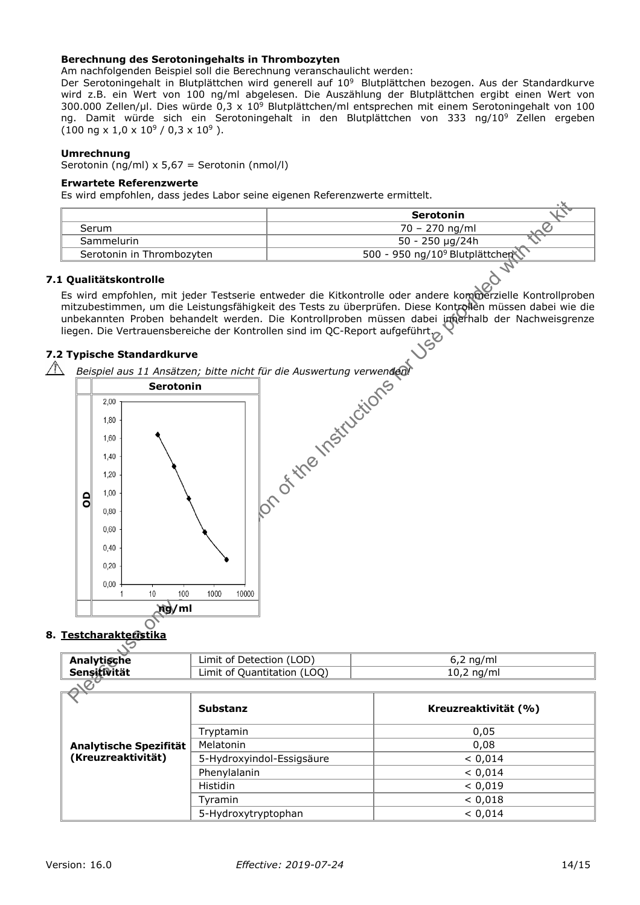**Berechnung des Serotoningehalts in Thrombozyten**

Am nachfolgenden Beispiel soll die Berechnung veranschaulicht werden:

Der Serotoningehalt in Blutplättchen wird generell auf $10^9$ Blutplättchen bezogen. Aus der Standardkurve wird z.B. ein Wert von 100 ng/ml abgelesen. Die Auszählung der Blutplättchen ergibt einen Wert von 300.000 Zellen/µl. Dies würde $0{,}3 \times 10^9$ Blutplättchen/ml entsprechen mit einem Serotoningehalt von 100 ng. Damit würde sich ein Serotoningehalt in den Blutplättchen von 333 ng/$10^9$ Zellen ergeben ($100 \text{ ng} \times 1{,}0 \times 10^9 / 0{,}3 \times 10^9$).

**Umrechnung**

Serotonin (ng/ml) x 5,67 = Serotonin (nmol/l)

**Erwartete Referenzwerte**

Es wird empfohlen, dass jedes Labor seine eigenen Referenzwerte ermittelt.

| | Serotonin |
|---|---|
| Serum | 70 – 270 ng/ml |
| Sammelurin | 50 - 250 µg/24h |
| Serotonin in Thrombozyten | 500 - 950 ng/$10^9$ Blutplättchen |

## 7.1 Qualitätskontrolle

Es wird empfohlen, mit jeder Testserie entweder die Kitkontrolle oder andere kommerzielle Kontrollproben mitzubestimmen, um die Leistungsfähigkeit des Tests zu überprüfen. Diese Kontrollen müssen dabei wie die unbekannten Proben behandelt werden. Die Kontrollproben müssen dabei innerhalb der Nachweisgrenze liegen. Die Vertrauensbereiche der Kontrollen sind im QC-Report aufgeführt.

## 7.2 Typische Standardkurve

*Beispiel aus 11 Ansätzen; bitte nicht für die Auswertung verwenden!*

## 8. Testcharakteristika

| Analytische Sensitivität | Limit of Detection (LOD) | 6,2 ng/ml |
|---|---|---|
| | Limit of Quantitation (LOQ) | 10,2 ng/ml |

| | Substanz | Kreuzreaktivität (%) |
|---|---|---|
| Analytische Spezifität (Kreuzreaktivität) | Tryptamin | 0,05 |
| | Melatonin | 0,08 |
| | 5-Hydroxyindol-Essigsäure | < 0,014 |
| | Phenylalanin | < 0,014 |
| | Histidin | < 0,019 |
| | Tyramin | < 0,018 |
| | 5-Hydroxytryptophan | < 0,014 |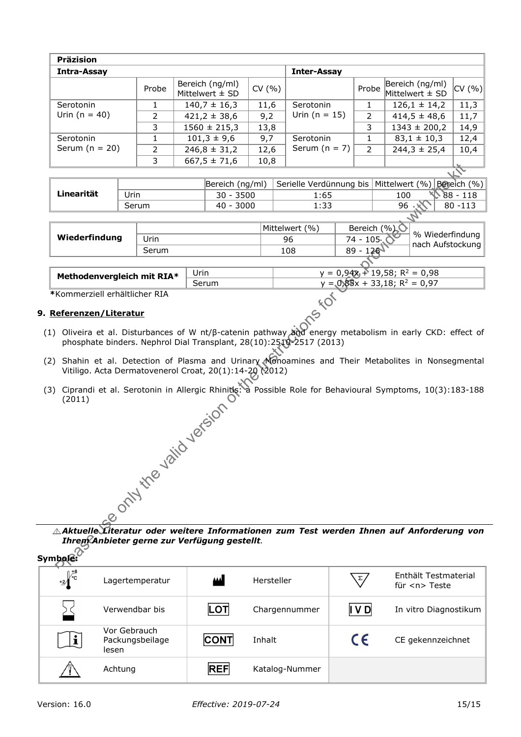| **Präzision** | | | | | | | |
|---|---|---|---|---|---|---|---|
| **Intra-Assay** | | | | **Inter-Assay** | | | |
| | Probe | Bereich (ng/ml) Mittelwert ± SD | CV (%) | | Probe | Bereich (ng/ml) Mittelwert ± SD | CV (%) |
| Serotonin Urin (n = 40) | 1 | 140,7 ± 16,3 | 11,6 | Serotonin Urin (n = 15) | 1 | 126,1 ± 14,2 | 11,3 |
| | 2 | 421,2 ± 38,6 | 9,2 | | 2 | 414,5 ± 48,6 | 11,7 |
| | 3 | 1560 ± 215,3 | 13,8 | | 3 | 1343 ± 200,2 | 14,9 |
| Serotonin Serum (n = 20) | 1 | 101,3 ± 9,6 | 9,7 | Serotonin Serum (n = 7) | 1 | 83,1 ± 10,3 | 12,4 |
| | 2 | 246,8 ± 31,2 | 12,6 | | 2 | 244,3 ± 25,4 | 10,4 |
| | 3 | 667,5 ± 71,6 | 10,8 | | | | |

| **Linearität** | | Bereich (ng/ml) | Serielle Verdünnung bis | Mittelwert (%) | Bereich (%) |
|---|---|---|---|---|---|
| | Urin | 30 - 3500 | 1:65 | 100 | 88 - 118 |
| | Serum | 40 - 3000 | 1:33 | 96 | 80 -113 |

| **Wiederfindung** | | Mittelwert (%) | Bereich (%) | |
|---|---|---|---|---|
| | Urin | 96 | 74 - 105 | % Wiederfindung nach Aufstockung |
| | Serum | 108 | 89 - 126 | |

| | | |
|---|---|---|
| **Methodenvergleich mit RIA*** | Urin | $y = 0{,}94x + 19{,}58$; $R^2 = 0{,}98$ |
| | Serum | $y = 0{,}85x + 33{,}18$; $R^2 = 0{,}97$ |

***Kommerziell erhältlicher RIA**

## 9. Referenzen/Literatur

(1) Oliveira et al. Disturbances of W nt/β-catenin pathway and energy metabolism in early CKD: effect of phosphate binders. Nephrol Dial Transplant, 28(10):2510-2517 (2013)

(2) Shahin et al. Detection of Plasma and Urinary Monoamines and Their Metabolites in Nonsegmental Vitiligo. Acta Dermatovenerol Croat, 20(1):14-20 (2012)

(3) Ciprandi et al. Serotonin in Allergic Rhinitis: a Possible Role for Behavioural Symptoms, 10(3):183-188 (2011)

⚠ ***Aktuelle Literatur oder weitere Informationen zum Test werden Ihnen auf Anforderung von Ihrem Anbieter gerne zur Verfügung gestellt*.**

**Symbole:**

| | | | | | |
|---|---|---|---|---|---|
| +2 °C / +8 °C | Lagertemperatur | | Hersteller | Σ | Enthält Testmaterial für <n> Teste |
| | Verwendbar bis | LOT | Chargennummer | IVD | In vitro Diagnostikum |
| i | Vor Gebrauch Packungsbeilage lesen | CONT | Inhalt | CE | CE gekennzeichnet |
| ⚠ | Achtung | REF | Katalog-Nummer | | |

Version: 16.0 *Effective: 2019-07-24*